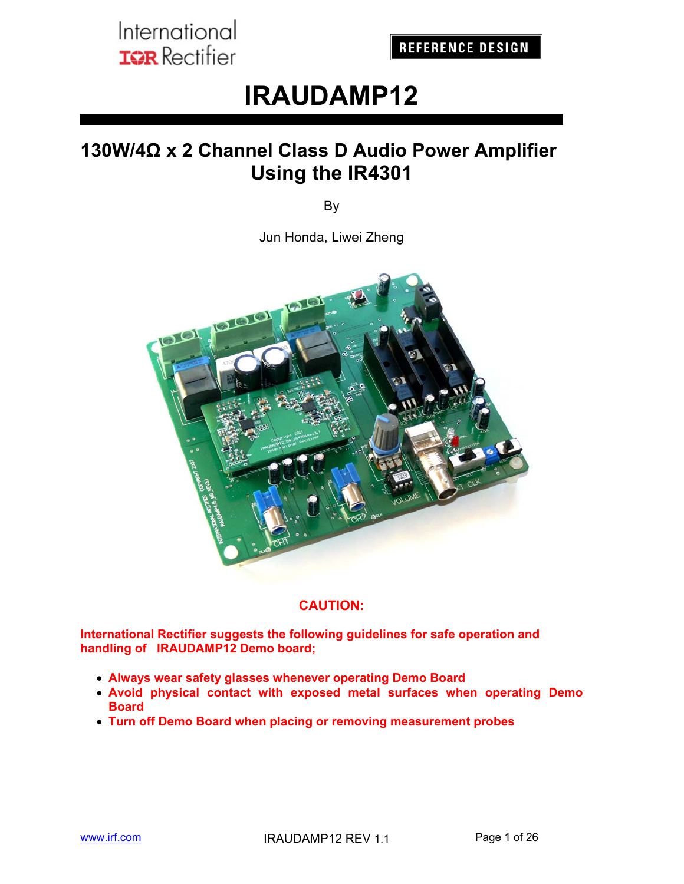International
IR Rectifier

REFERENCE DESIGN

# IRAUDAMP12

## 130W/4Ω x 2 Channel Class D Audio Power Amplifier Using the IR4301

By

Jun Honda, Liwei Zheng

**CAUTION:**

**International Rectifier suggests the following guidelines for safe operation and handling of IRAUDAMP12 Demo board;**

- **Always wear safety glasses whenever operating Demo Board**
- **Avoid physical contact with exposed metal surfaces when operating Demo Board**
- **Turn off Demo Board when placing or removing measurement probes**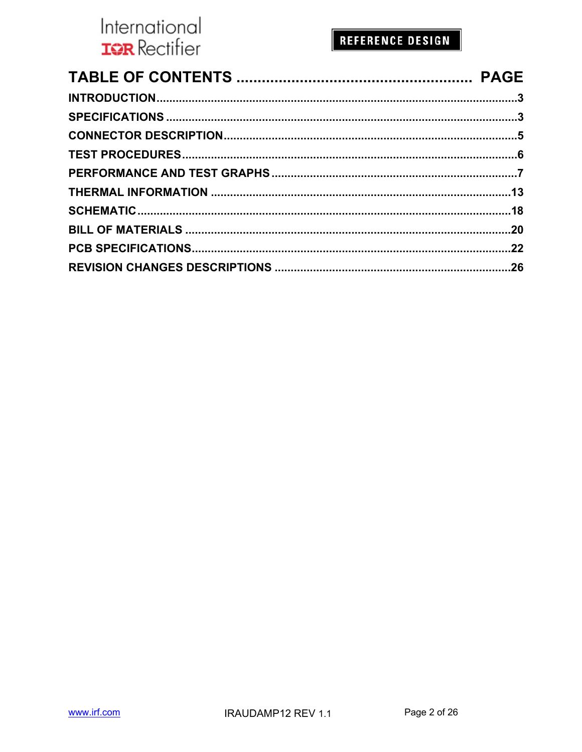## TABLE OF CONTENTS ...................................................... PAGE

**INTRODUCTION**..............................................................................................3

**SPECIFICATIONS** ...........................................................................................3

**CONNECTOR DESCRIPTION**.........................................................................5

**TEST PROCEDURES**......................................................................................6

**PERFORMANCE AND TEST GRAPHS** ..........................................................7

**THERMAL INFORMATION** ...........................................................................13

**SCHEMATIC**..................................................................................................18

**BILL OF MATERIALS** ...................................................................................20

**PCB SPECIFICATIONS**.................................................................................22

**REVISION CHANGES DESCRIPTIONS** .......................................................26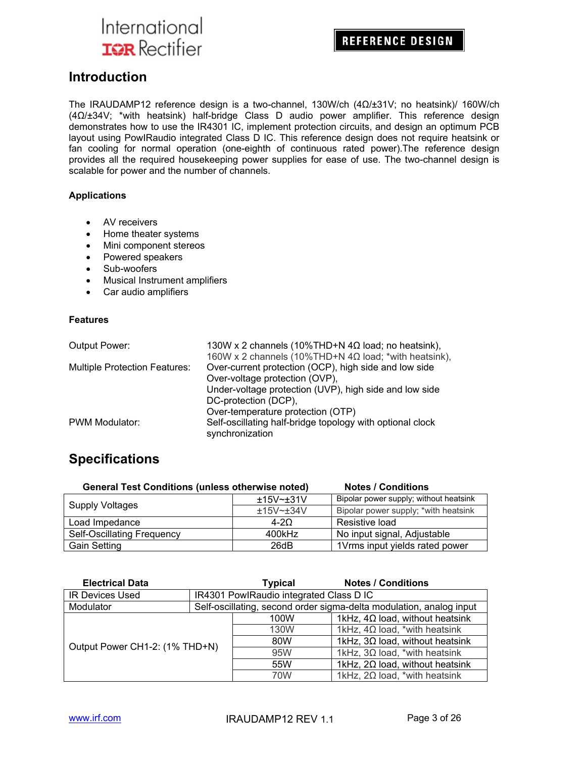## Introduction

The IRAUDAMP12 reference design is a two-channel, 130W/ch (4Ω/±31V; no heatsink)/ 160W/ch (4Ω/±34V; *with heatsink) half-bridge Class D audio power amplifier. This reference design demonstrates how to use the IR4301 IC, implement protection circuits, and design an optimum PCB layout using PowIRaudio integrated Class D IC. This reference design does not require heatsink or fan cooling for normal operation (one-eighth of continuous rated power).The reference design provides all the required housekeeping power supplies for ease of use. The two-channel design is scalable for power and the number of channels.

### Applications

- AV receivers
- Home theater systems
- Mini component stereos
- Powered speakers
- Sub-woofers
- Musical Instrument amplifiers
- Car audio amplifiers

### Features

| | |
|---|---|
| Output Power: | 130W x 2 channels (10%THD+N 4Ω load; no heatsink), 160W x 2 channels (10%THD+N 4Ω load; *with heatsink), |
| Multiple Protection Features: | Over-current protection (OCP), high side and low side<br>Over-voltage protection (OVP),<br>Under-voltage protection (UVP), high side and low side<br>DC-protection (DCP),<br>Over-temperature protection (OTP) |
| PWM Modulator: | Self-oscillating half-bridge topology with optional clock synchronization |

## Specifications

| General Test Conditions (unless otherwise noted) | | Notes / Conditions |
|---|---|---|
| Supply Voltages | ±15V~±31V | Bipolar power supply; without heatsink |
| | ±15V~±34V | Bipolar power supply; *with heatsink |
| Load Impedance | 4-2Ω | Resistive load |
| Self-Oscillating Frequency | 400kHz | No input signal, Adjustable |
| Gain Setting | 26dB | 1Vrms input yields rated power |

| Electrical Data | Typical | Notes / Conditions |
|---|---|---|
| IR Devices Used | IR4301 PowIRaudio integrated Class D IC | |
| Modulator | Self-oscillating, second order sigma-delta modulation, analog input | |
| Output Power CH1-2: (1% THD+N) | 100W | 1kHz, 4Ω load, without heatsink |
| | 130W | 1kHz, 4Ω load, *with heatsink |
| | 80W | 1kHz, 3Ω load, without heatsink |
| | 95W | 1kHz, 3Ω load, *with heatsink |
| | 55W | 1kHz, 2Ω load, without heatsink |
| | 70W | 1kHz, 2Ω load, *with heatsink |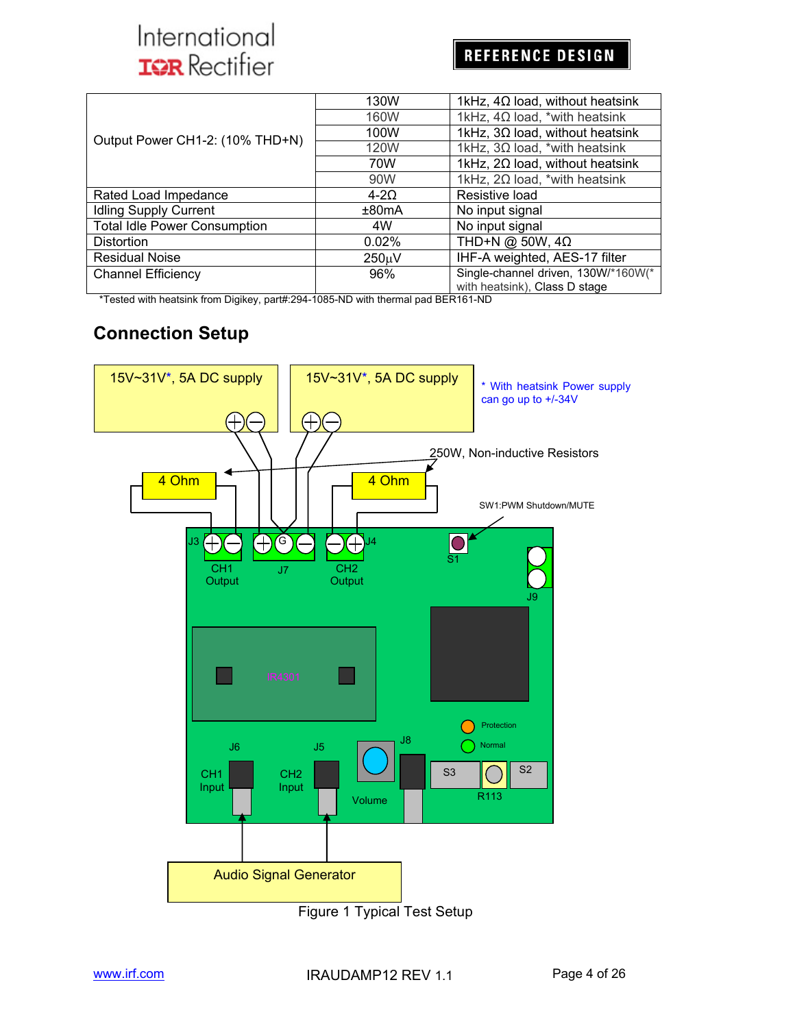| | | |
|---|---|---|
| Output Power CH1-2: (10% THD+N) | 130W | 1kHz, 4Ω load, without heatsink |
| | 160W | 1kHz, 4Ω load, *with heatsink |
| | 100W | 1kHz, 3Ω load, without heatsink |
| | 120W | 1kHz, 3Ω load, *with heatsink |
| | 70W | 1kHz, 2Ω load, without heatsink |
| | 90W | 1kHz, 2Ω load, *with heatsink |
| Rated Load Impedance | 4-2Ω | Resistive load |
| Idling Supply Current | ±80mA | No input signal |
| Total Idle Power Consumption | 4W | No input signal |
| Distortion | 0.02% | THD+N @ 50W, 4Ω |
| Residual Noise | 250µV | IHF-A weighted, AES-17 filter |
| Channel Efficiency | 96% | Single-channel driven, 130W/*160W(* with heatsink), Class D stage |

*Tested with heatsink from Digikey, part#:294-1085-ND with thermal pad BER161-ND

## Connection Setup

15V~31V*, 5A DC supply

15V~31V*, 5A DC supply

* With heatsink Power supply can go up to +/-34V

250W, Non-inductive Resistors

4 Ohm

4 Ohm

SW1:PWM Shutdown/MUTE

J3, CH1 Output, J7, G, CH2 Output, J4, S1, J9

IR4301

J6, CH1 Input, J5, CH2 Input, Volume, J8, Protection, Normal, S3, R113, S2

Audio Signal Generator

Figure 1 Typical Test Setup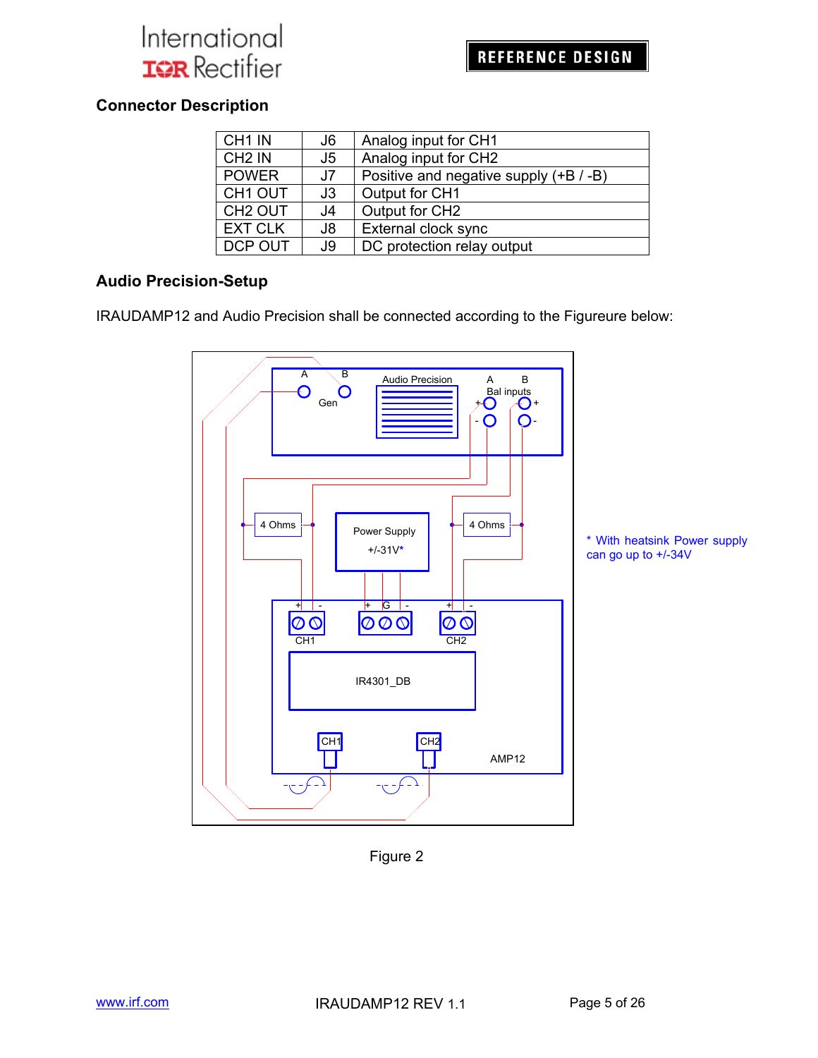## Connector Description

| | | |
|---|---|---|
| CH1 IN | J6 | Analog input for CH1 |
| CH2 IN | J5 | Analog input for CH2 |
| POWER | J7 | Positive and negative supply (+B / -B) |
| CH1 OUT | J3 | Output for CH1 |
| CH2 OUT | J4 | Output for CH2 |
| EXT CLK | J8 | External clock sync |
| DCP OUT | J9 | DC protection relay output |

## Audio Precision-Setup

IRAUDAMP12 and Audio Precision shall be connected according to the Figureure below:

\* With heatsink Power supply can go up to +/-34V

Figure 2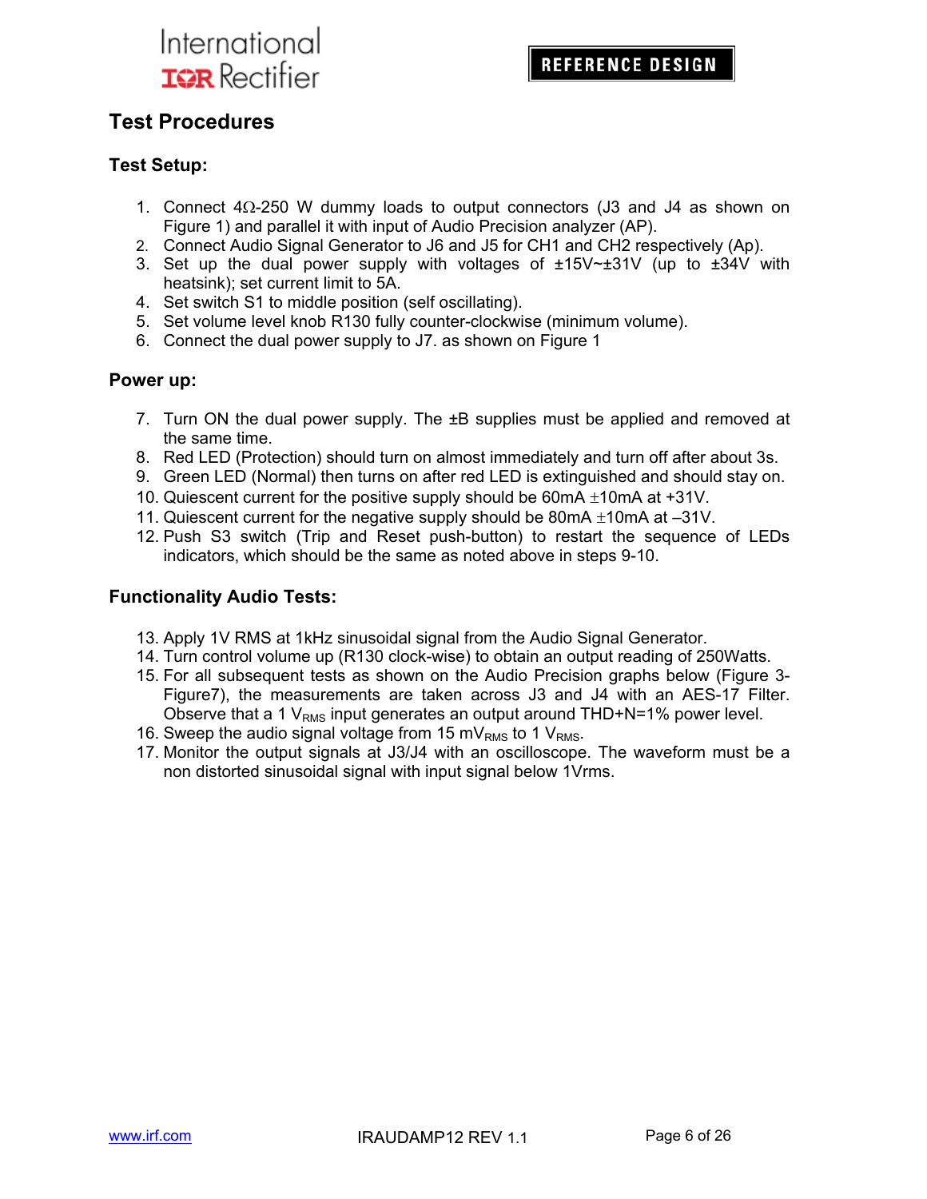# Test Procedures

## Test Setup:

1. Connect 4Ω-250 W dummy loads to output connectors (J3 and J4 as shown on Figure 1) and parallel it with input of Audio Precision analyzer (AP).
2. Connect Audio Signal Generator to J6 and J5 for CH1 and CH2 respectively (Ap).
3. Set up the dual power supply with voltages of ±15V~±31V (up to ±34V with heatsink); set current limit to 5A.
4. Set switch S1 to middle position (self oscillating).
5. Set volume level knob R130 fully counter-clockwise (minimum volume).
6. Connect the dual power supply to J7. as shown on Figure 1

## Power up:

7. Turn ON the dual power supply. The ±B supplies must be applied and removed at the same time.
8. Red LED (Protection) should turn on almost immediately and turn off after about 3s.
9. Green LED (Normal) then turns on after red LED is extinguished and should stay on.
10. Quiescent current for the positive supply should be 60mA ±10mA at +31V.
11. Quiescent current for the negative supply should be 80mA ±10mA at –31V.
12. Push S3 switch (Trip and Reset push-button) to restart the sequence of LEDs indicators, which should be the same as noted above in steps 9-10.

## Functionality Audio Tests:

13. Apply 1V RMS at 1kHz sinusoidal signal from the Audio Signal Generator.
14. Turn control volume up (R130 clock-wise) to obtain an output reading of 250Watts.
15. For all subsequent tests as shown on the Audio Precision graphs below (Figure 3-Figure7), the measurements are taken across J3 and J4 with an AES-17 Filter. Observe that a 1 $V_{RMS}$ input generates an output around THD+N=1% power level.
16. Sweep the audio signal voltage from 15 $mV_{RMS}$ to 1 $V_{RMS}$.
17. Monitor the output signals at J3/J4 with an oscilloscope. The waveform must be a non distorted sinusoidal signal with input signal below 1Vrms.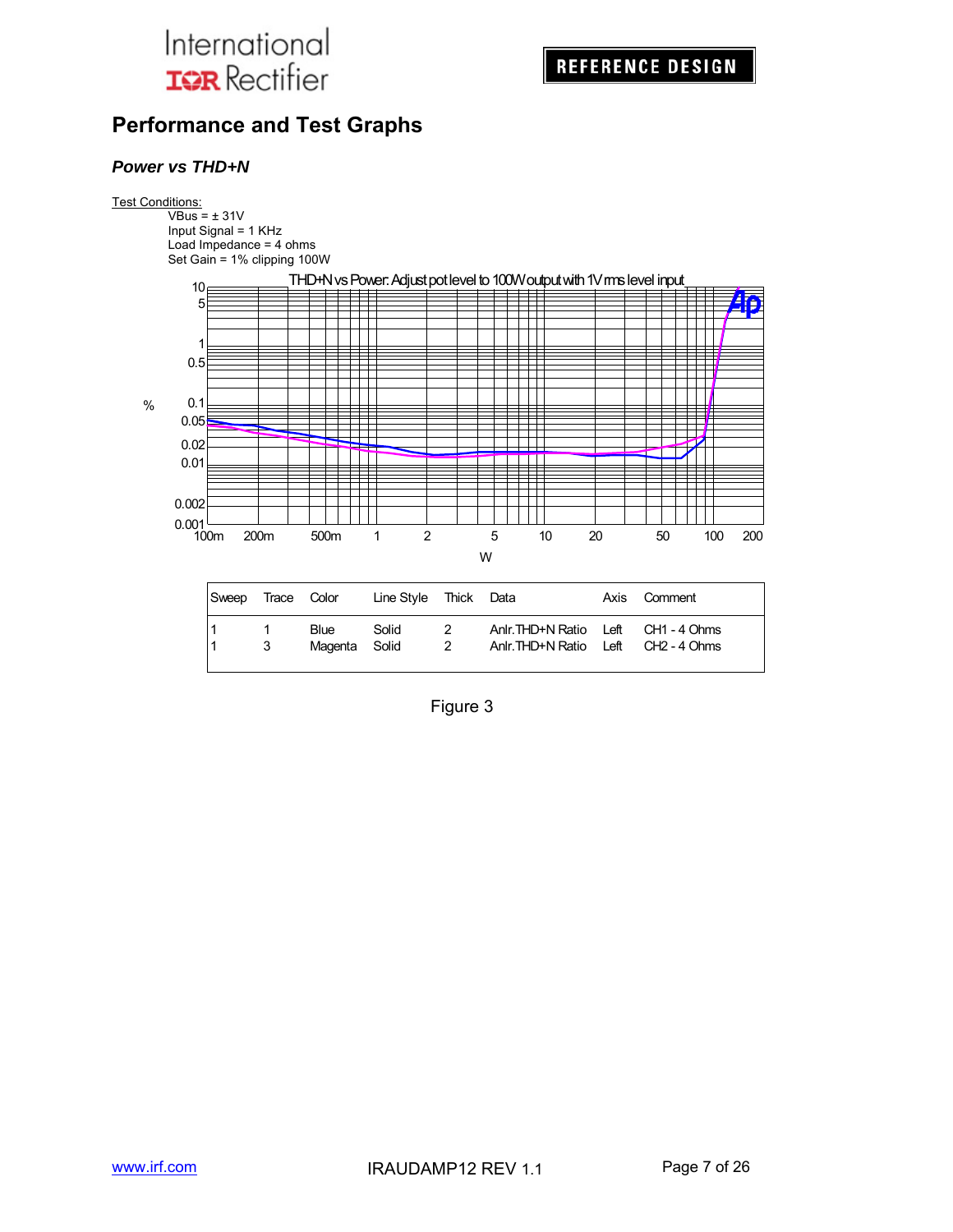## Performance and Test Graphs

### *Power vs THD+N*

Test Conditions:

- VBus = ± 31V
- Input Signal = 1 KHz
- Load Impedance = 4 ohms
- Set Gain = 1% clipping 100W

THD+N vs Power: Adjust pot level to 100W output with 1Vrms level input

| Sweep | Trace | Color | Line Style | Thick | Data | Axis | Comment |
|---|---|---|---|---|---|---|---|
| 1 | 1 | Blue | Solid | 2 | Anlr.THD+N Ratio | Left | CH1 - 4 Ohms |
| 1 | 3 | Magenta | Solid | 2 | Anlr.THD+N Ratio | Left | CH2 - 4 Ohms |

Figure 3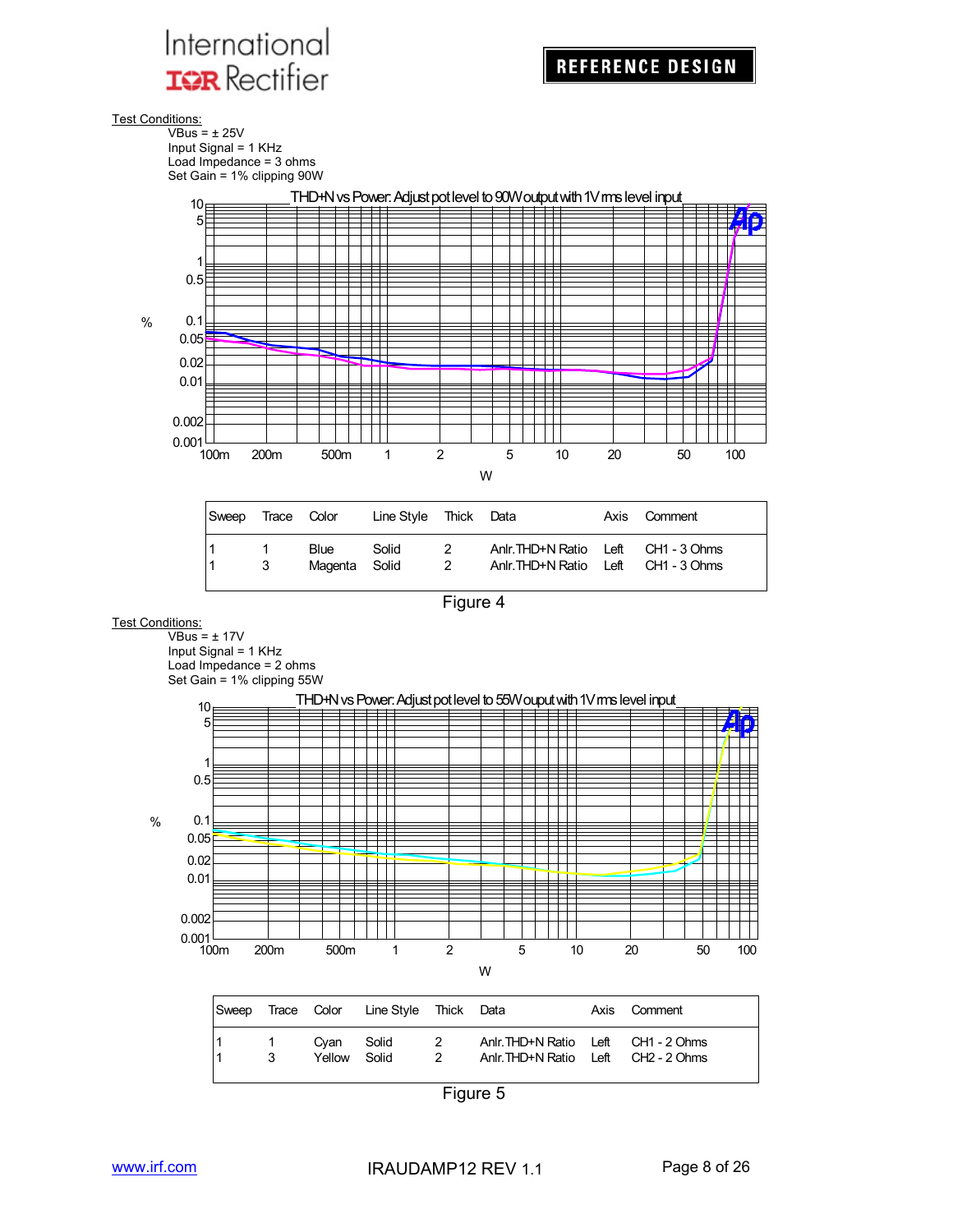Test Conditions:

VBus = ± 25V
Input Signal = 1 KHz
Load Impedance = 3 ohms
Set Gain = 1% clipping 90W

THD+N vs Power: Adjust pot level to 90W output with 1Vrms level input

| Sweep | Trace | Color | Line Style | Thick | Data | Axis | Comment |
|---|---|---|---|---|---|---|---|
| 1 | 1 | Blue | Solid | 2 | Anlr.THD+N Ratio | Left | CH1 - 3 Ohms |
| 1 | 3 | Magenta | Solid | 2 | Anlr.THD+N Ratio | Left | CH1 - 3 Ohms |

Figure 4

Test Conditions:

VBus = ± 17V
Input Signal = 1 KHz
Load Impedance = 2 ohms
Set Gain = 1% clipping 55W

THD+N vs Power: Adjust pot level to 55W ouput with 1Vrms level input

| Sweep | Trace | Color | Line Style | Thick | Data | Axis | Comment |
|---|---|---|---|---|---|---|---|
| 1 | 1 | Cyan | Solid | 2 | Anlr.THD+N Ratio | Left | CH1 - 2 Ohms |
| 1 | 3 | Yellow | Solid | 2 | Anlr.THD+N Ratio | Left | CH2 - 2 Ohms |

Figure 5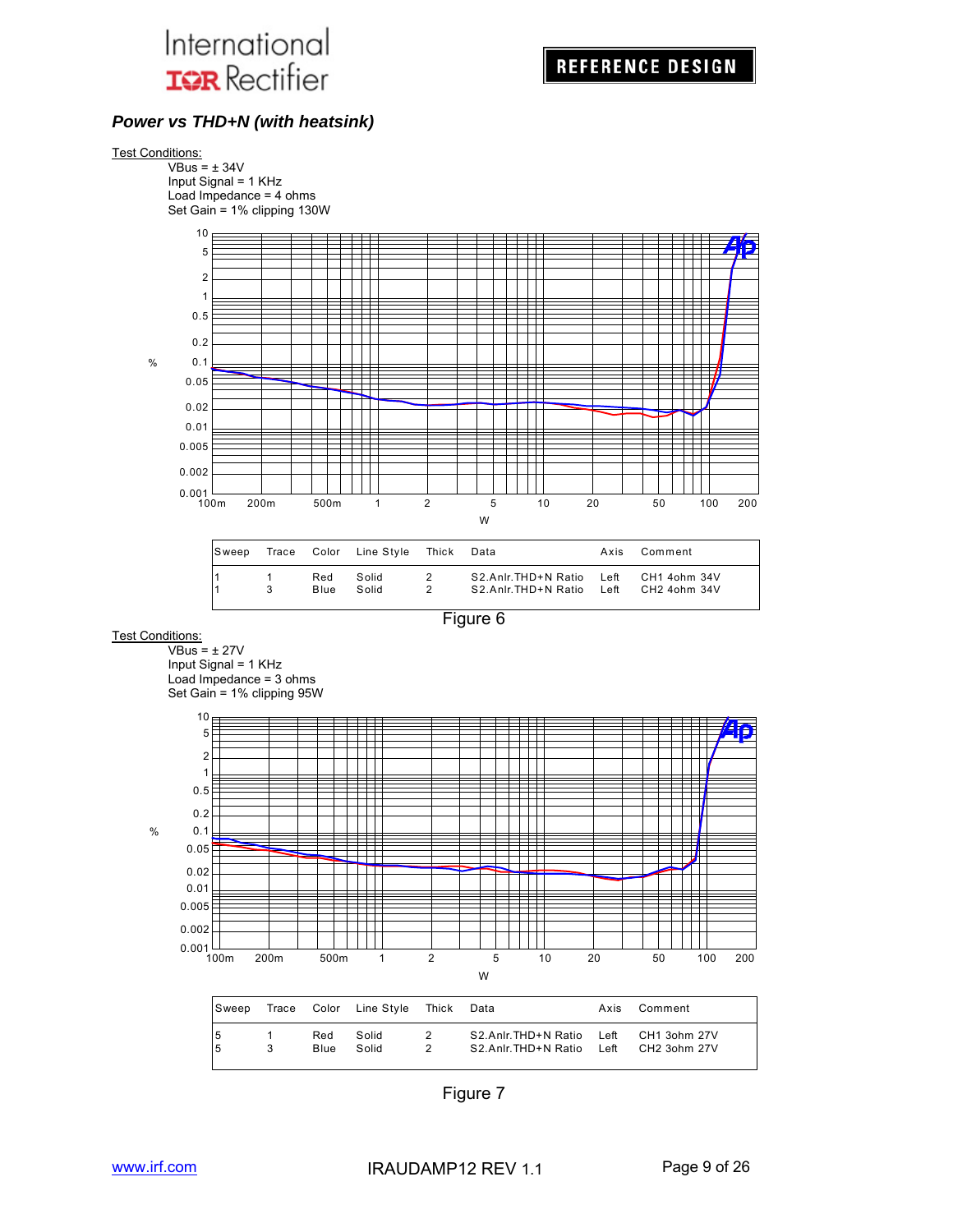## Power vs THD+N (with heatsink)

Test Conditions:

VBus = ± 34V
Input Signal = 1 KHz
Load Impedance = 4 ohms
Set Gain = 1% clipping 130W

| Sweep | Trace | Color | Line Style | Thick | Data | Axis | Comment |
|---|---|---|---|---|---|---|---|
| 1 | 1 | Red | Solid | 2 | S2.Anlr.THD+N Ratio | Left | CH1 4ohm 34V |
| 1 | 3 | Blue | Solid | 2 | S2.Anlr.THD+N Ratio | Left | CH2 4ohm 34V |

Figure 6

Test Conditions:

VBus = ± 27V
Input Signal = 1 KHz
Load Impedance = 3 ohms
Set Gain = 1% clipping 95W

| Sweep | Trace | Color | Line Style | Thick | Data | Axis | Comment |
|---|---|---|---|---|---|---|---|
| 5 | 1 | Red | Solid | 2 | S2.Anlr.THD+N Ratio | Left | CH1 3ohm 27V |
| 5 | 3 | Blue | Solid | 2 | S2.Anlr.THD+N Ratio | Left | CH2 3ohm 27V |

Figure 7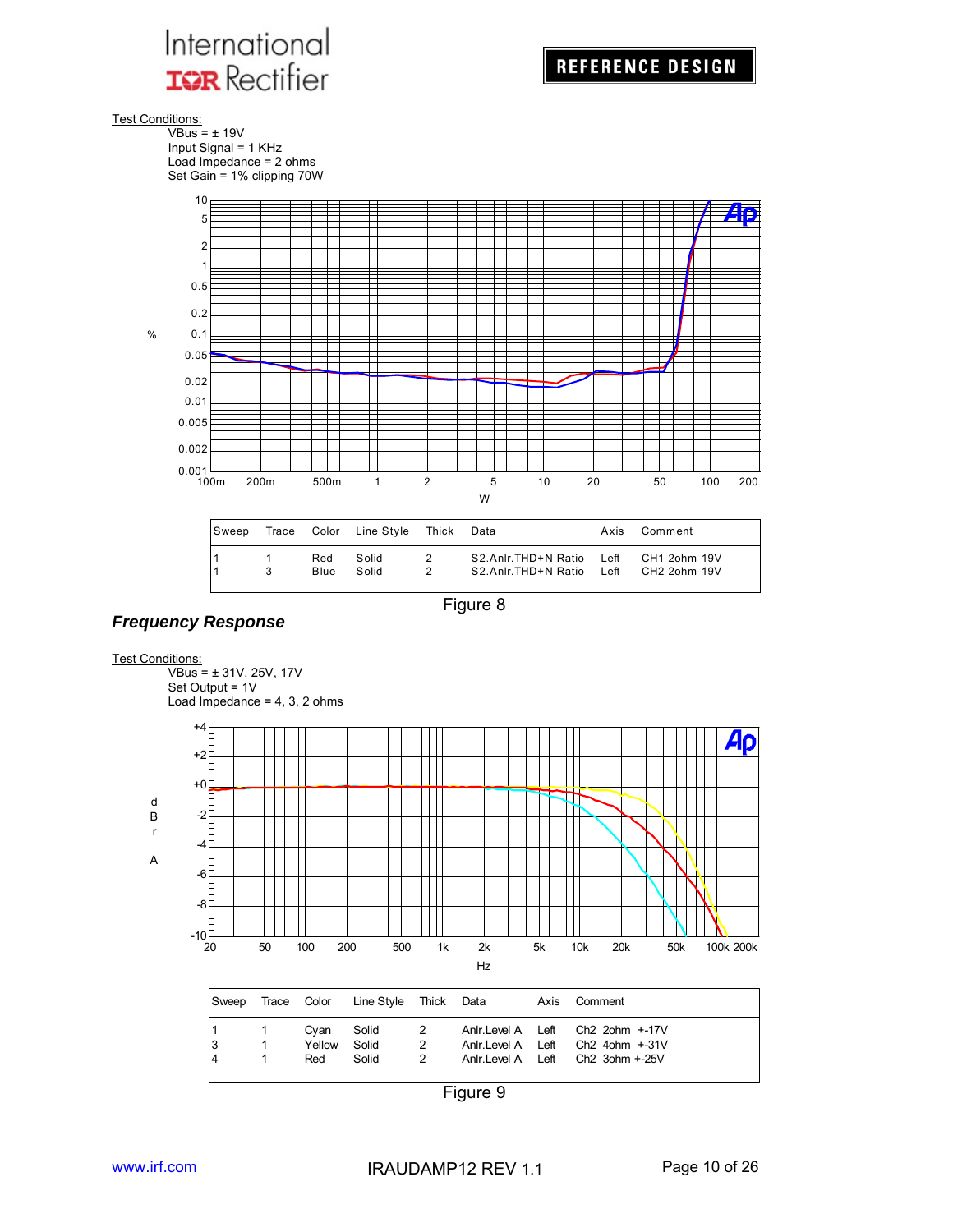Test Conditions:

VBus = ± 19V
Input Signal = 1 KHz
Load Impedance = 2 ohms
Set Gain = 1% clipping 70W

| Sweep | Trace | Color | Line Style | Thick | Data | Axis | Comment |
|---|---|---|---|---|---|---|---|
| 1 | 1 | Red | Solid | 2 | S2.Anlr.THD+N Ratio | Left | CH1 2ohm 19V |
| 1 | 3 | Blue | Solid | 2 | S2.Anlr.THD+N Ratio | Left | CH2 2ohm 19V |

Figure 8

## *Frequency Response*

Test Conditions:

VBus = ± 31V, 25V, 17V
Set Output = 1V
Load Impedance = 4, 3, 2 ohms

| Sweep | Trace | Color | Line Style | Thick | Data | Axis | Comment |
|---|---|---|---|---|---|---|---|
| 1 | 1 | Cyan | Solid | 2 | Anlr.Level A | Left | Ch2 2ohm +-17V |
| 3 | 1 | Yellow | Solid | 2 | Anlr.Level A | Left | Ch2 4ohm +-31V |
| 4 | 1 | Red | Solid | 2 | Anlr.Level A | Left | Ch2 3ohm +-25V |

Figure 9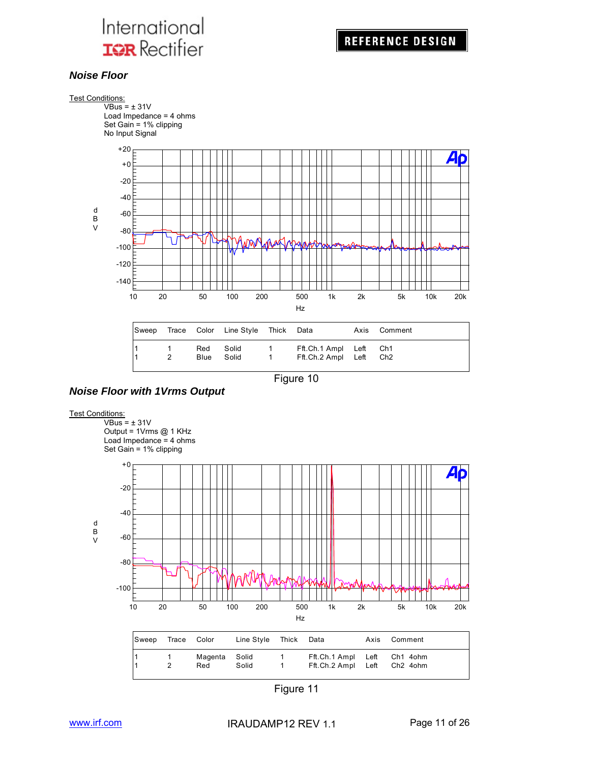## *Noise Floor*

Test Conditions:

VBus = ± 31V
Load Impedance = 4 ohms
Set Gain = 1% clipping
No Input Signal

| Sweep | Trace | Color | Line Style | Thick | Data | Axis | Comment |
|---|---|---|---|---|---|---|---|
| 1 | 1 | Red | Solid | 1 | Fft.Ch.1 Ampl | Left | Ch1 |
| 1 | 2 | Blue | Solid | 1 | Fft.Ch.2 Ampl | Left | Ch2 |

Figure 10

## *Noise Floor with 1Vrms Output*

Test Conditions:

VBus = ± 31V
Output = 1Vrms @ 1 KHz
Load Impedance = 4 ohms
Set Gain = 1% clipping

| Sweep | Trace | Color | Line Style | Thick | Data | Axis | Comment |
|---|---|---|---|---|---|---|---|
| 1 | 1 | Magenta | Solid | 1 | Fft.Ch.1 Ampl | Left | Ch1 4ohm |
| 1 | 2 | Red | Solid | 1 | Fft.Ch.2 Ampl | Left | Ch2 4ohm |

Figure 11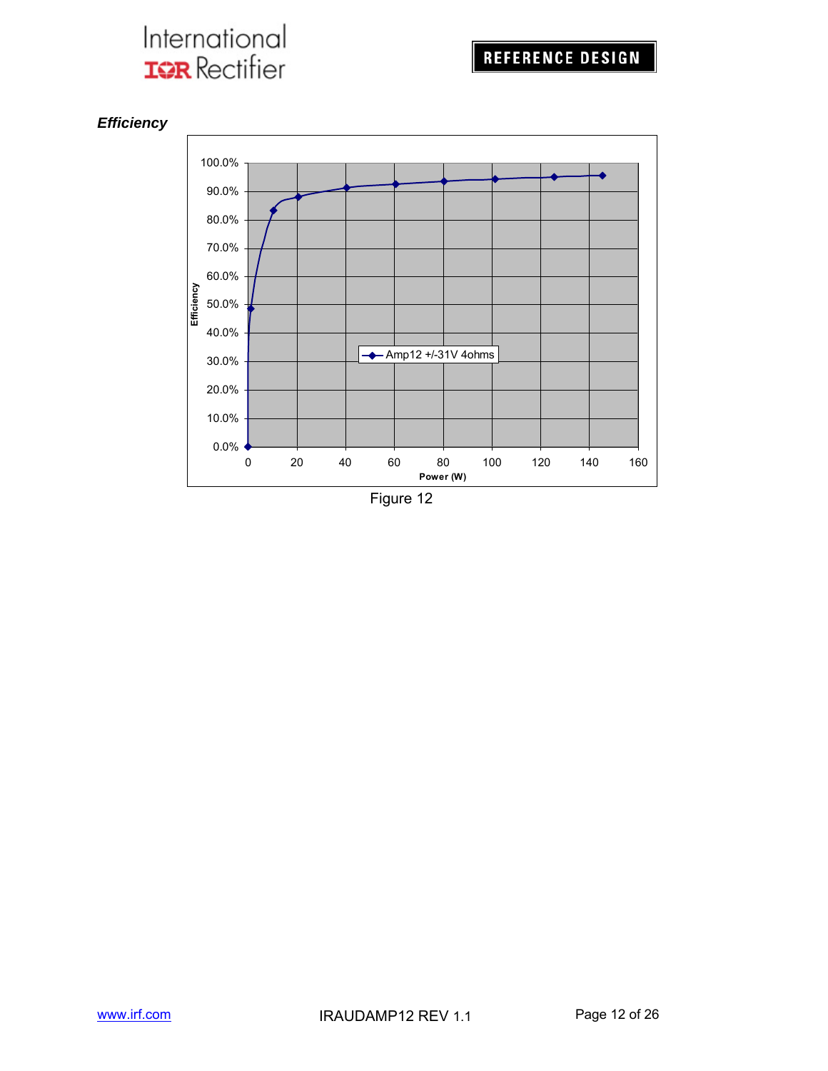***Efficiency***

Figure 12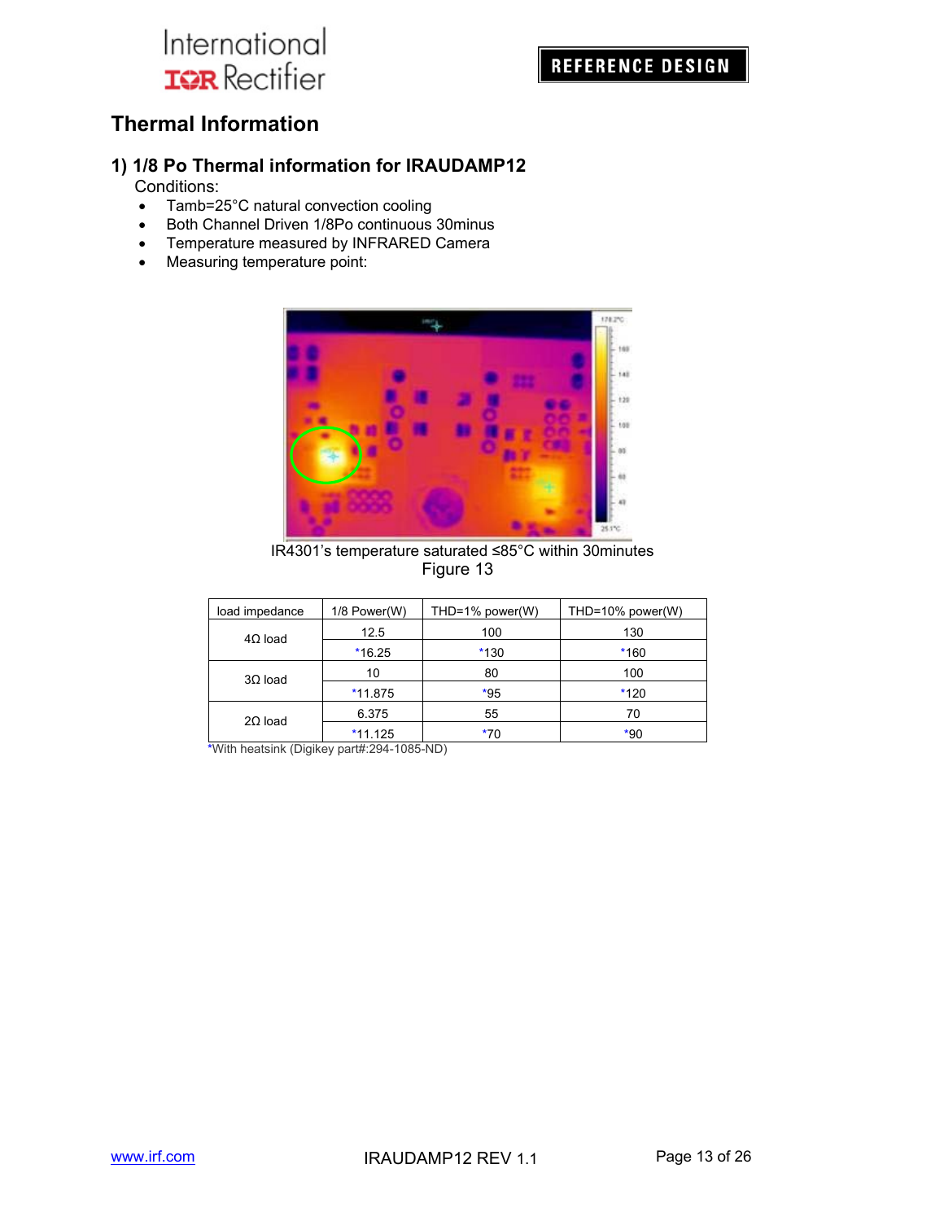## Thermal Information

### 1) 1/8 Po Thermal information for IRAUDAMP12

Conditions:

- Tamb=25°C natural convection cooling
- Both Channel Driven 1/8Po continuous 30minus
- Temperature measured by INFRARED Camera
- Measuring temperature point:

IR4301's temperature saturated ≤85°C within 30minutes

Figure 13

| load impedance | 1/8 Power(W) | THD=1% power(W) | THD=10% power(W) |
|---|---|---|---|
| 4Ω load | 12.5 | 100 | 130 |
| | *16.25 | *130 | *160 |
| 3Ω load | 10 | 80 | 100 |
| | *11.875 | *95 | *120 |
| 2Ω load | 6.375 | 55 | 70 |
| | *11.125 | *70 | *90 |

*With heatsink (Digikey part#:294-1085-ND)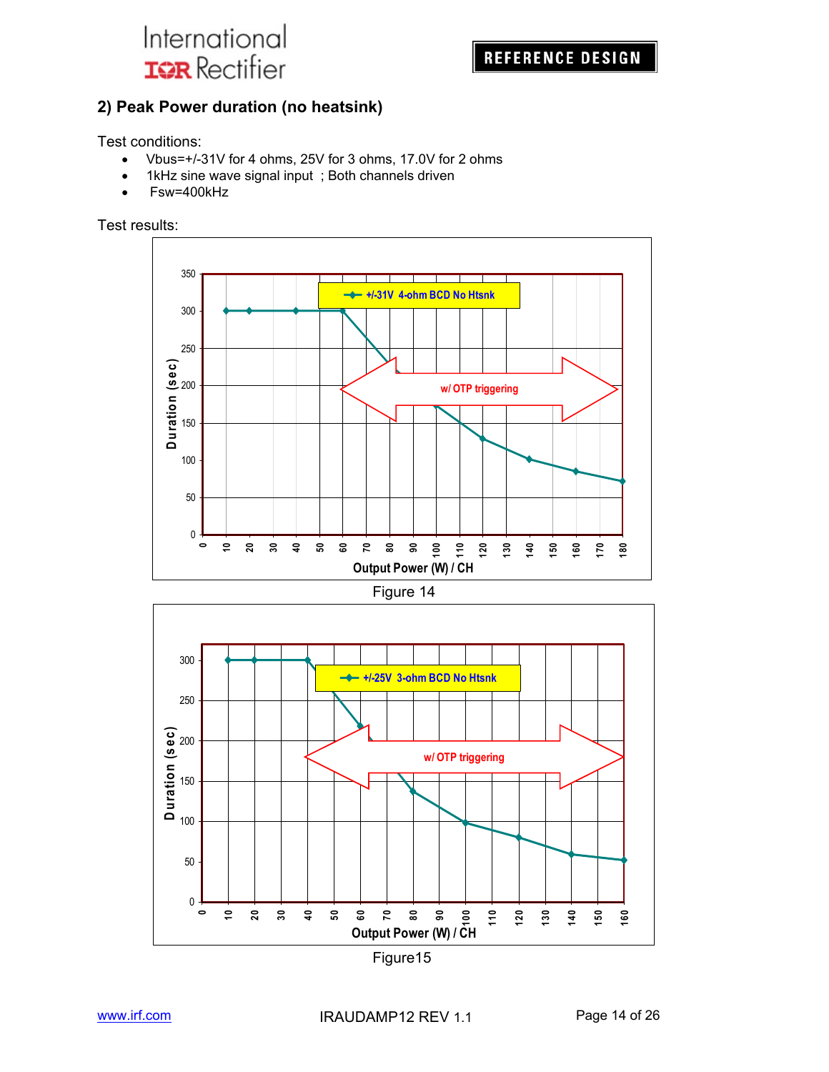## 2) Peak Power duration (no heatsink)

Test conditions:

- Vbus=+/-31V for 4 ohms, 25V for 3 ohms, 17.0V for 2 ohms
- 1kHz sine wave signal input ; Both channels driven
- Fsw=400kHz

Test results:

Figure 14

Figure15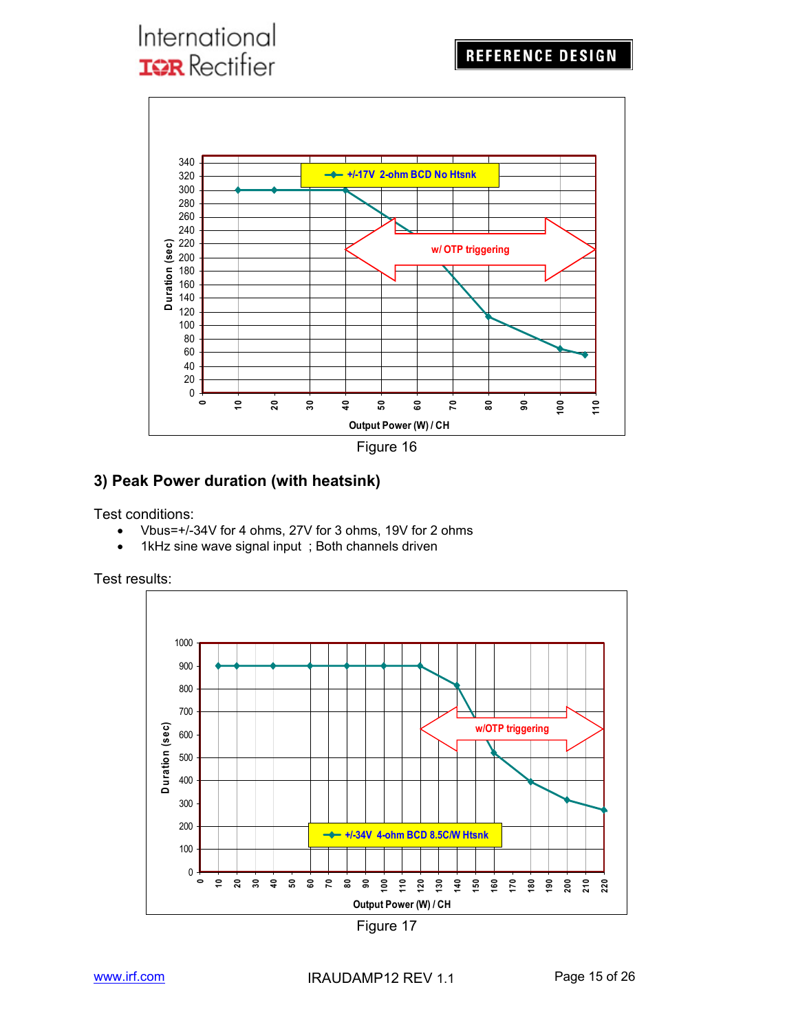Figure 16

### 3) Peak Power duration (with heatsink)

Test conditions:

- Vbus=+/-34V for 4 ohms, 27V for 3 ohms, 19V for 2 ohms
- 1kHz sine wave signal input ; Both channels driven

Test results:

Figure 17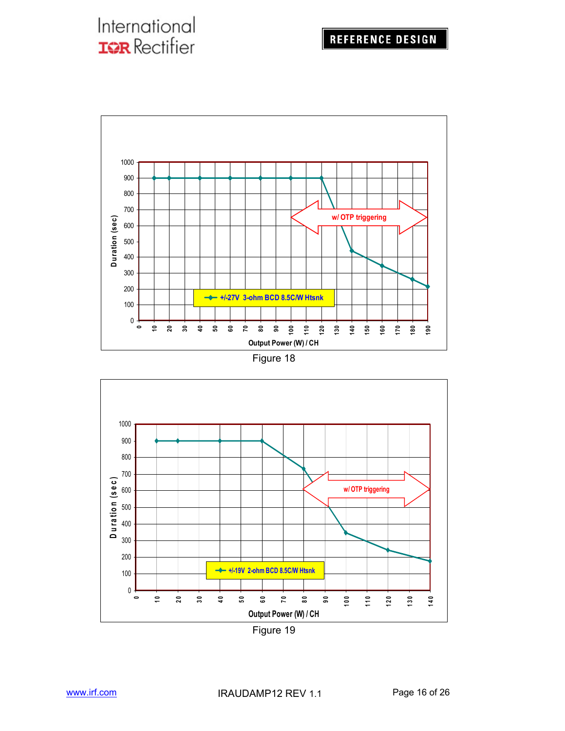Figure 18

Figure 19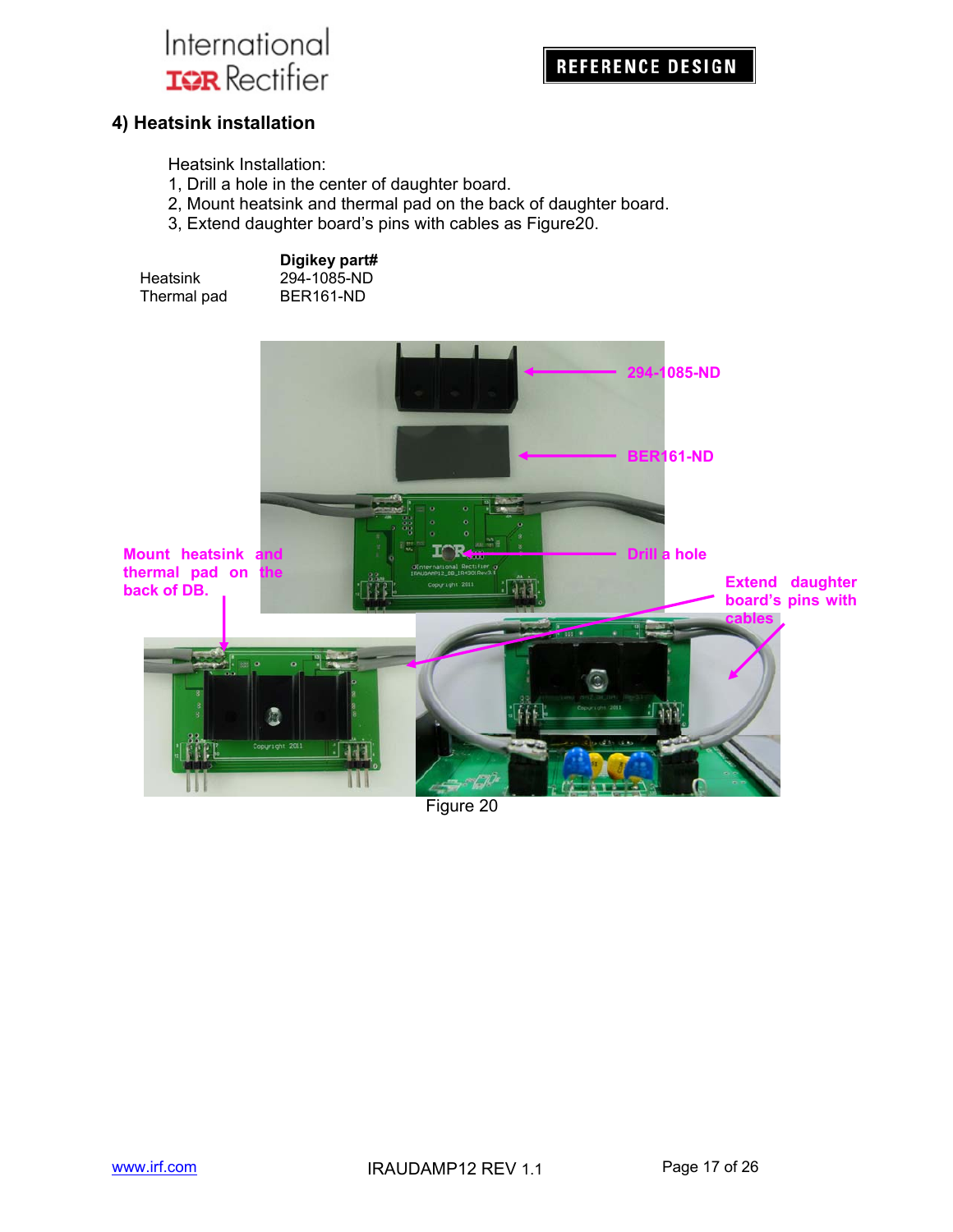## 4) Heatsink installation

Heatsink Installation:
1, Drill a hole in the center of daughter board.
2, Mount heatsink and thermal pad on the back of daughter board.
3, Extend daughter board's pins with cables as Figure20.

| | Digikey part# |
|---|---|
| Heatsink | 294-1085-ND |
| Thermal pad | BER161-ND |

Figure 20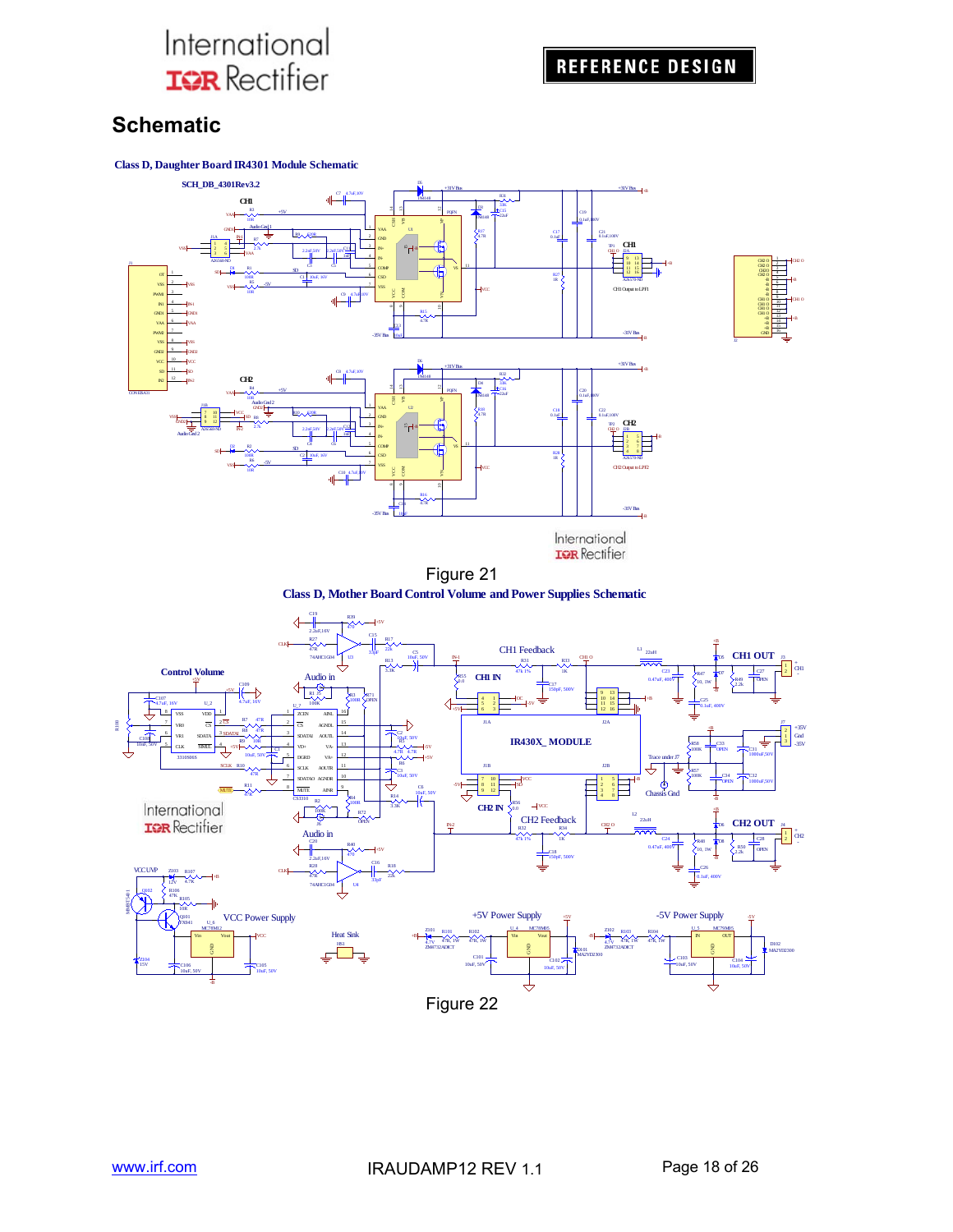## Schematic

**Class D, Daughter Board IR4301 Module Schematic**

Figure 21

**Class D, Mother Board Control Volume and Power Supplies Schematic**

Figure 22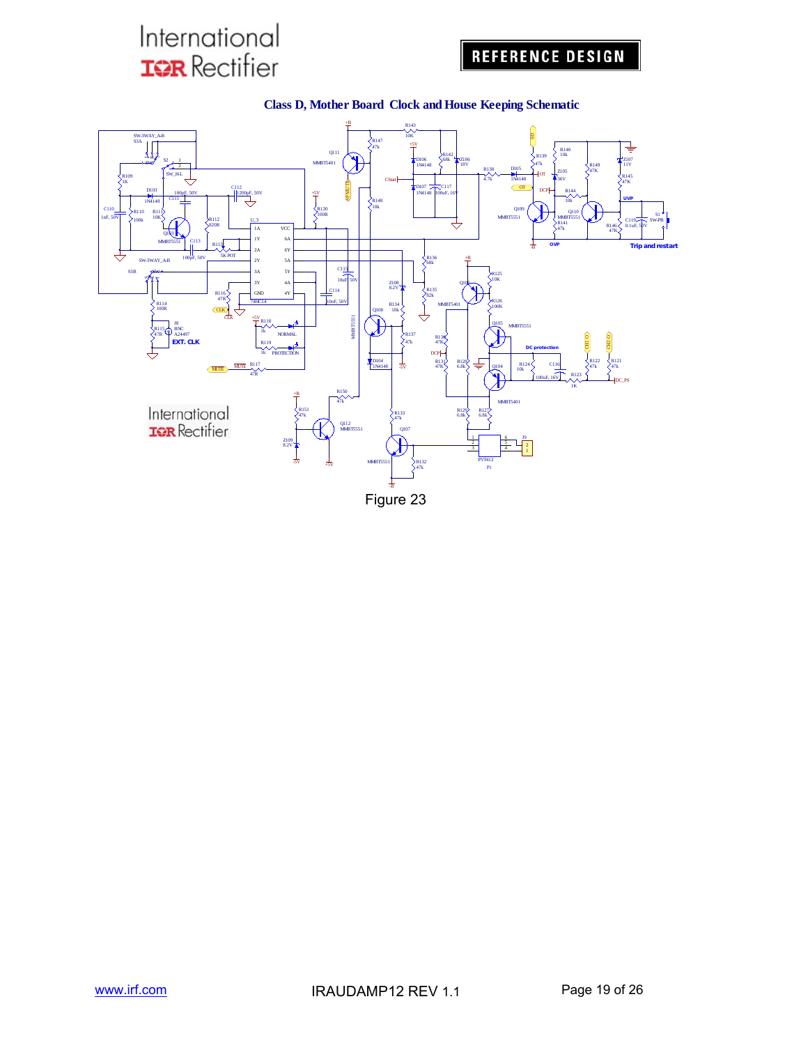## Class D, Mother Board Clock and House Keeping Schematic

Figure 23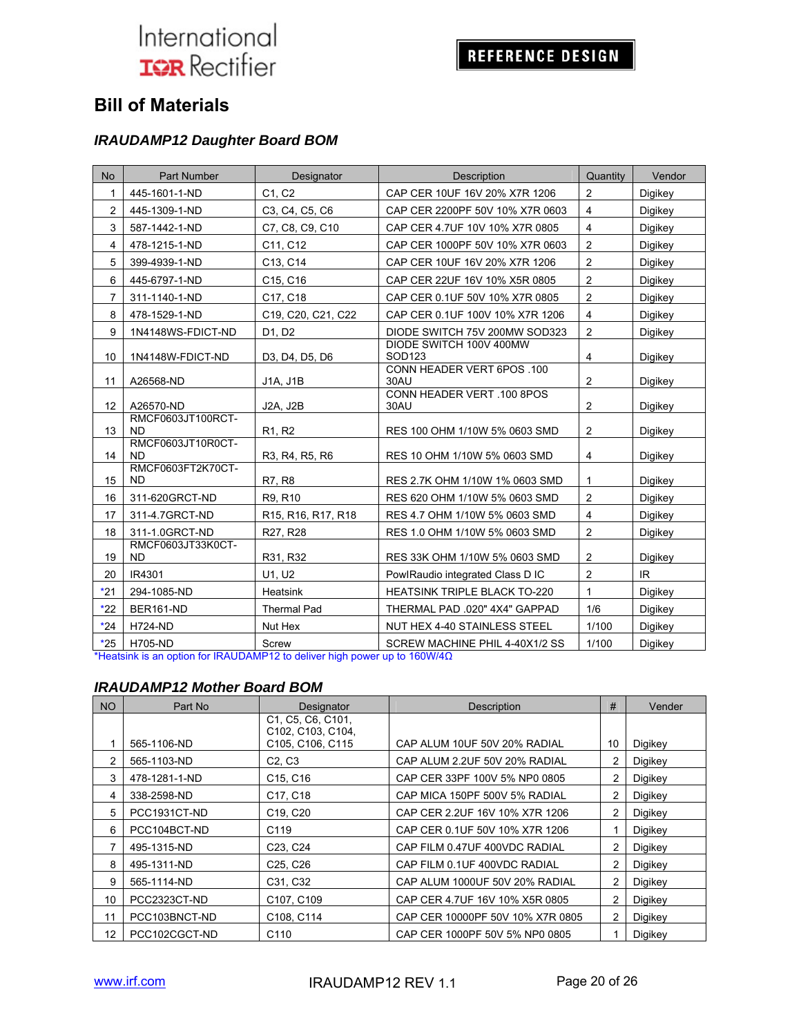## Bill of Materials

### *IRAUDAMP12 Daughter Board BOM*

| No | Part Number | Designator | Description | Quantity | Vendor |
|---|---|---|---|---|---|
| 1 | 445-1601-1-ND | C1, C2 | CAP CER 10UF 16V 20% X7R 1206 | 2 | Digikey |
| 2 | 445-1309-1-ND | C3, C4, C5, C6 | CAP CER 2200PF 50V 10% X7R 0603 | 4 | Digikey |
| 3 | 587-1442-1-ND | C7, C8, C9, C10 | CAP CER 4.7UF 10V 10% X7R 0805 | 4 | Digikey |
| 4 | 478-1215-1-ND | C11, C12 | CAP CER 1000PF 50V 10% X7R 0603 | 2 | Digikey |
| 5 | 399-4939-1-ND | C13, C14 | CAP CER 10UF 16V 20% X7R 1206 | 2 | Digikey |
| 6 | 445-6797-1-ND | C15, C16 | CAP CER 22UF 16V 10% X5R 0805 | 2 | Digikey |
| 7 | 311-1140-1-ND | C17, C18 | CAP CER 0.1UF 50V 10% X7R 0805 | 2 | Digikey |
| 8 | 478-1529-1-ND | C19, C20, C21, C22 | CAP CER 0.1UF 100V 10% X7R 1206 | 4 | Digikey |
| 9 | 1N4148WS-FDICT-ND | D1, D2 | DIODE SWITCH 75V 200MW SOD323 | 2 | Digikey |
| 10 | 1N4148W-FDICT-ND | D3, D4, D5, D6 | DIODE SWITCH 100V 400MW SOD123 | 4 | Digikey |
| 11 | A26568-ND | J1A, J1B | CONN HEADER VERT 6POS .100 30AU | 2 | Digikey |
| 12 | A26570-ND | J2A, J2B | CONN HEADER VERT .100 8POS 30AU | 2 | Digikey |
| 13 | RMCF0603JT100RCT-ND | R1, R2 | RES 100 OHM 1/10W 5% 0603 SMD | 2 | Digikey |
| 14 | RMCF0603JT10R0CT-ND | R3, R4, R5, R6 | RES 10 OHM 1/10W 5% 0603 SMD | 4 | Digikey |
| 15 | RMCF0603FT2K70CT-ND | R7, R8 | RES 2.7K OHM 1/10W 1% 0603 SMD | 1 | Digikey |
| 16 | 311-620GRCT-ND | R9, R10 | RES 620 OHM 1/10W 5% 0603 SMD | 2 | Digikey |
| 17 | 311-4.7GRCT-ND | R15, R16, R17, R18 | RES 4.7 OHM 1/10W 5% 0603 SMD | 4 | Digikey |
| 18 | 311-1.0GRCT-ND | R27, R28 | RES 1.0 OHM 1/10W 5% 0603 SMD | 2 | Digikey |
| 19 | RMCF0603JT33K0CT-ND | R31, R32 | RES 33K OHM 1/10W 5% 0603 SMD | 2 | Digikey |
| 20 | IR4301 | U1, U2 | PowIRaudio integrated Class D IC | 2 | IR |
| *21 | 294-1085-ND | Heatsink | HEATSINK TRIPLE BLACK TO-220 | 1 | Digikey |
| *22 | BER161-ND | Thermal Pad | THERMAL PAD .020" 4X4" GAPPAD | 1/6 | Digikey |
| *24 | H724-ND | Nut Hex | NUT HEX 4-40 STAINLESS STEEL | 1/100 | Digikey |
| *25 | H705-ND | Screw | SCREW MACHINE PHIL 4-40X1/2 SS | 1/100 | Digikey |

*Heatsink is an option for IRAUDAMP12 to deliver high power up to 160W/4Ω

### *IRAUDAMP12 Mother Board BOM*

| NO | Part No | Designator | Description | # | Vender |
|---|---|---|---|---|---|
| 1 | 565-1106-ND | C1, C5, C6, C101, C102, C103, C104, C105, C106, C115 | CAP ALUM 10UF 50V 20% RADIAL | 10 | Digikey |
| 2 | 565-1103-ND | C2, C3 | CAP ALUM 2.2UF 50V 20% RADIAL | 2 | Digikey |
| 3 | 478-1281-1-ND | C15, C16 | CAP CER 33PF 100V 5% NP0 0805 | 2 | Digikey |
| 4 | 338-2598-ND | C17, C18 | CAP MICA 150PF 500V 5% RADIAL | 2 | Digikey |
| 5 | PCC1931CT-ND | C19, C20 | CAP CER 2.2UF 16V 10% X7R 1206 | 2 | Digikey |
| 6 | PCC104BCT-ND | C119 | CAP CER 0.1UF 50V 10% X7R 1206 | 1 | Digikey |
| 7 | 495-1315-ND | C23, C24 | CAP FILM 0.47UF 400VDC RADIAL | 2 | Digikey |
| 8 | 495-1311-ND | C25, C26 | CAP FILM 0.1UF 400VDC RADIAL | 2 | Digikey |
| 9 | 565-1114-ND | C31, C32 | CAP ALUM 1000UF 50V 20% RADIAL | 2 | Digikey |
| 10 | PCC2323CT-ND | C107, C109 | CAP CER 4.7UF 16V 10% X5R 0805 | 2 | Digikey |
| 11 | PCC103BNCT-ND | C108, C114 | CAP CER 10000PF 50V 10% X7R 0805 | 2 | Digikey |
| 12 | PCC102CGCT-ND | C110 | CAP CER 1000PF 50V 5% NP0 0805 | 1 | Digikey |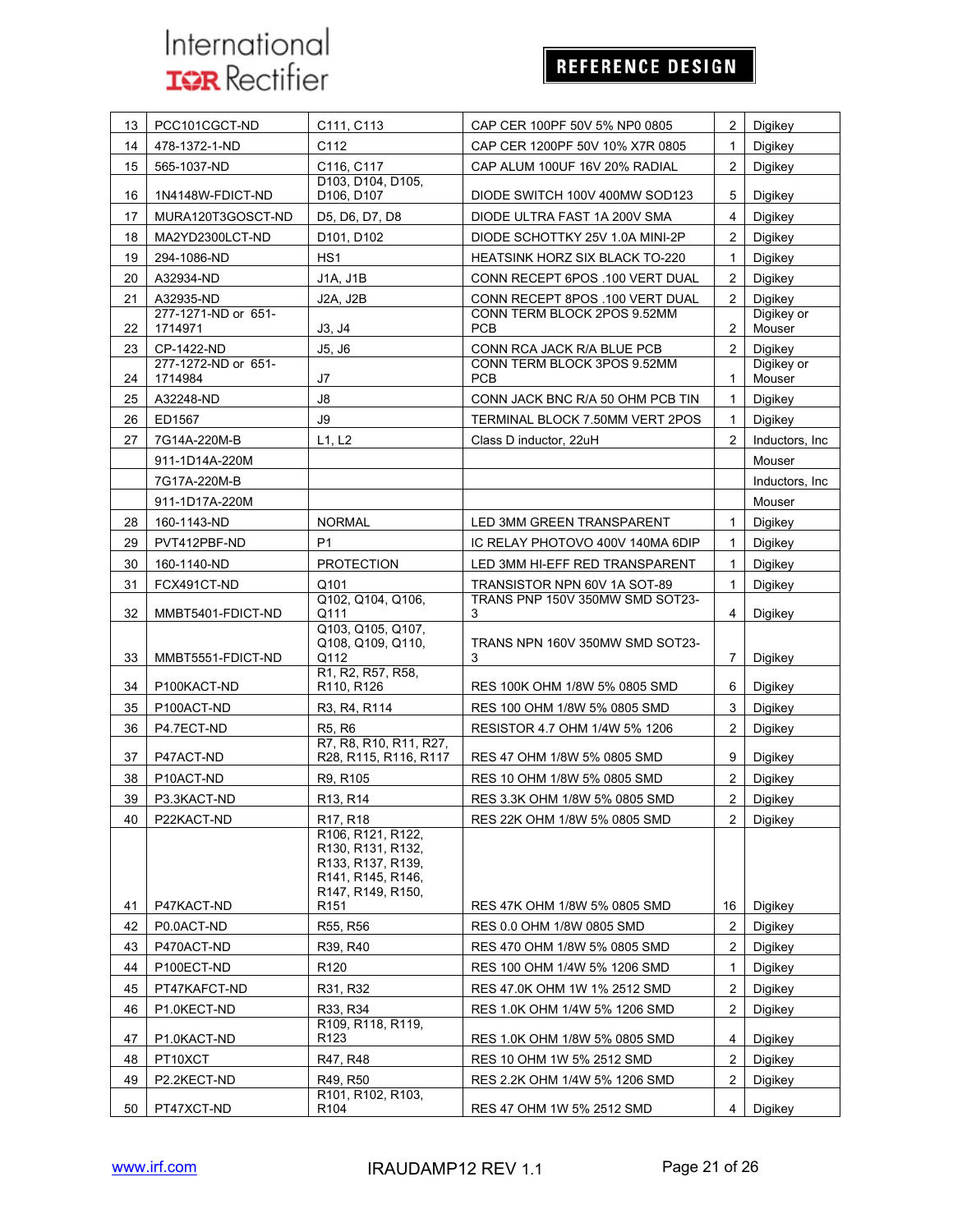| 13 | PCC101CGCT-ND | C111, C113 | CAP CER 100PF 50V 5% NP0 0805 | 2 | Digikey |
|---|---|---|---|---|---|
| 14 | 478-1372-1-ND | C112 | CAP CER 1200PF 50V 10% X7R 0805 | 1 | Digikey |
| 15 | 565-1037-ND | C116, C117 | CAP ALUM 100UF 16V 20% RADIAL | 2 | Digikey |
| 16 | 1N4148W-FDICT-ND | D103, D104, D105, D106, D107 | DIODE SWITCH 100V 400MW SOD123 | 5 | Digikey |
| 17 | MURA120T3GOSCT-ND | D5, D6, D7, D8 | DIODE ULTRA FAST 1A 200V SMA | 4 | Digikey |
| 18 | MA2YD2300LCT-ND | D101, D102 | DIODE SCHOTTKY 25V 1.0A MINI-2P | 2 | Digikey |
| 19 | 294-1086-ND | HS1 | HEATSINK HORZ SIX BLACK TO-220 | 1 | Digikey |
| 20 | A32934-ND | J1A, J1B | CONN RECEPT 6POS .100 VERT DUAL | 2 | Digikey |
| 21 | A32935-ND | J2A, J2B | CONN RECEPT 8POS .100 VERT DUAL | 2 | Digikey |
| 22 | 277-1271-ND or 651-1714971 | J3, J4 | CONN TERM BLOCK 2POS 9.52MM PCB | 2 | Digikey or Mouser |
| 23 | CP-1422-ND | J5, J6 | CONN RCA JACK R/A BLUE PCB | 2 | Digikey |
| 24 | 277-1272-ND or 651-1714984 | J7 | CONN TERM BLOCK 3POS 9.52MM PCB | 1 | Digikey or Mouser |
| 25 | A32248-ND | J8 | CONN JACK BNC R/A 50 OHM PCB TIN | 1 | Digikey |
| 26 | ED1567 | J9 | TERMINAL BLOCK 7.50MM VERT 2POS | 1 | Digikey |
| 27 | 7G14A-220M-B | L1, L2 | Class D inductor, 22uH | 2 | Inductors, Inc |
| | 911-1D14A-220M | | | | Mouser |
| | 7G17A-220M-B | | | | Inductors, Inc |
| | 911-1D17A-220M | | | | Mouser |
| 28 | 160-1143-ND | NORMAL | LED 3MM GREEN TRANSPARENT | 1 | Digikey |
| 29 | PVT412PBF-ND | P1 | IC RELAY PHOTOVO 400V 140MA 6DIP | 1 | Digikey |
| 30 | 160-1140-ND | PROTECTION | LED 3MM HI-EFF RED TRANSPARENT | 1 | Digikey |
| 31 | FCX491CT-ND | Q101 | TRANSISTOR NPN 60V 1A SOT-89 | 1 | Digikey |
| 32 | MMBT5401-FDICT-ND | Q102, Q104, Q106, Q111 | TRANS PNP 150V 350MW SMD SOT23-3 | 4 | Digikey |
| 33 | MMBT5551-FDICT-ND | Q103, Q105, Q107, Q108, Q109, Q110, Q112 | TRANS NPN 160V 350MW SMD SOT23-3 | 7 | Digikey |
| 34 | P100KACT-ND | R1, R2, R57, R58, R110, R126 | RES 100K OHM 1/8W 5% 0805 SMD | 6 | Digikey |
| 35 | P100ACT-ND | R3, R4, R114 | RES 100 OHM 1/8W 5% 0805 SMD | 3 | Digikey |
| 36 | P4.7ECT-ND | R5, R6 | RESISTOR 4.7 OHM 1/4W 5% 1206 | 2 | Digikey |
| 37 | P47ACT-ND | R7, R8, R10, R11, R27, R28, R115, R116, R117 | RES 47 OHM 1/8W 5% 0805 SMD | 9 | Digikey |
| 38 | P10ACT-ND | R9, R105 | RES 10 OHM 1/8W 5% 0805 SMD | 2 | Digikey |
| 39 | P3.3KACT-ND | R13, R14 | RES 3.3K OHM 1/8W 5% 0805 SMD | 2 | Digikey |
| 40 | P22KACT-ND | R17, R18 | RES 22K OHM 1/8W 5% 0805 SMD | 2 | Digikey |
| 41 | P47KACT-ND | R106, R121, R122, R130, R131, R132, R133, R137, R139, R141, R145, R146, R147, R149, R150, R151 | RES 47K OHM 1/8W 5% 0805 SMD | 16 | Digikey |
| 42 | P0.0ACT-ND | R55, R56 | RES 0.0 OHM 1/8W 0805 SMD | 2 | Digikey |
| 43 | P470ACT-ND | R39, R40 | RES 470 OHM 1/8W 5% 0805 SMD | 2 | Digikey |
| 44 | P100ECT-ND | R120 | RES 100 OHM 1/4W 5% 1206 SMD | 1 | Digikey |
| 45 | PT47KAFCT-ND | R31, R32 | RES 47.0K OHM 1W 1% 2512 SMD | 2 | Digikey |
| 46 | P1.0KECT-ND | R33, R34 | RES 1.0K OHM 1/4W 5% 1206 SMD | 2 | Digikey |
| 47 | P1.0KACT-ND | R109, R118, R119, R123 | RES 1.0K OHM 1/8W 5% 0805 SMD | 4 | Digikey |
| 48 | PT10XCT | R47, R48 | RES 10 OHM 1W 5% 2512 SMD | 2 | Digikey |
| 49 | P2.2KECT-ND | R49, R50 | RES 2.2K OHM 1/4W 5% 1206 SMD | 2 | Digikey |
| 50 | PT47XCT-ND | R101, R102, R103, R104 | RES 47 OHM 1W 5% 2512 SMD | 4 | Digikey |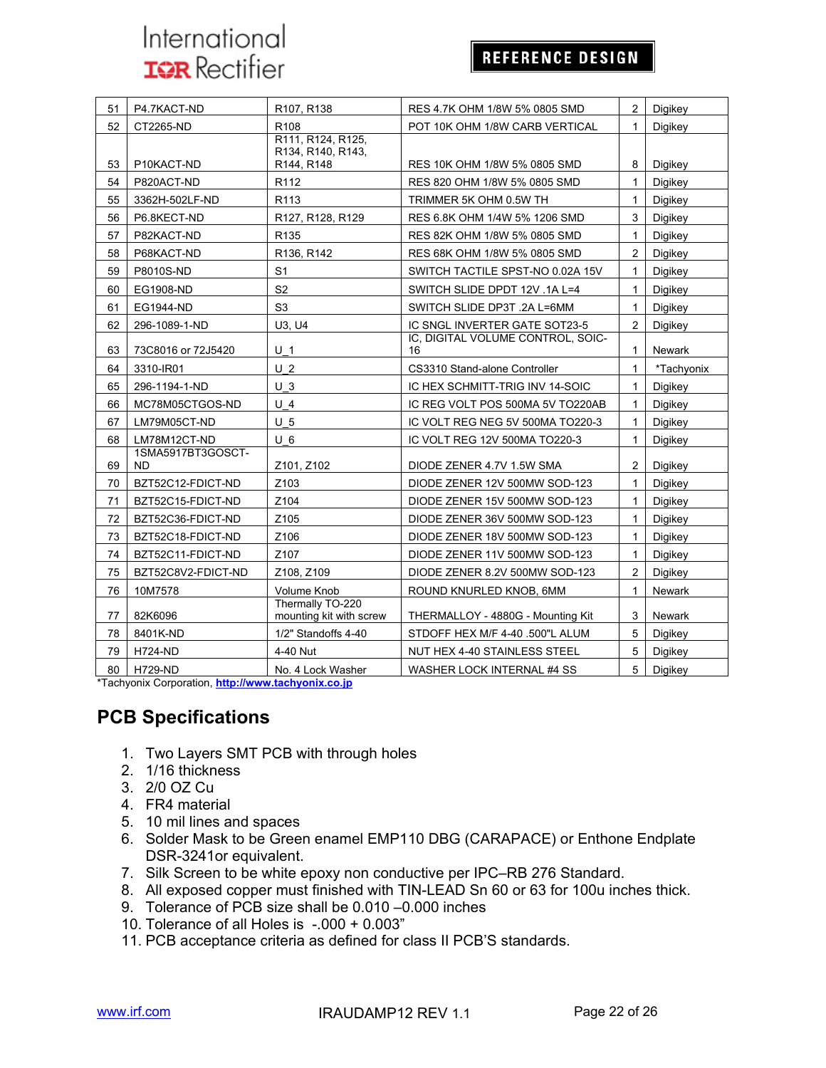| 51 | P4.7KACT-ND | R107, R138 | RES 4.7K OHM 1/8W 5% 0805 SMD | 2 | Digikey |
|---|---|---|---|---|---|
| 52 | CT2265-ND | R108 | POT 10K OHM 1/8W CARB VERTICAL | 1 | Digikey |
| 53 | P10KACT-ND | R111, R124, R125, R134, R140, R143, R144, R148 | RES 10K OHM 1/8W 5% 0805 SMD | 8 | Digikey |
| 54 | P820ACT-ND | R112 | RES 820 OHM 1/8W 5% 0805 SMD | 1 | Digikey |
| 55 | 3362H-502LF-ND | R113 | TRIMMER 5K OHM 0.5W TH | 1 | Digikey |
| 56 | P6.8KECT-ND | R127, R128, R129 | RES 6.8K OHM 1/4W 5% 1206 SMD | 3 | Digikey |
| 57 | P82KACT-ND | R135 | RES 82K OHM 1/8W 5% 0805 SMD | 1 | Digikey |
| 58 | P68KACT-ND | R136, R142 | RES 68K OHM 1/8W 5% 0805 SMD | 2 | Digikey |
| 59 | P8010S-ND | S1 | SWITCH TACTILE SPST-NO 0.02A 15V | 1 | Digikey |
| 60 | EG1908-ND | S2 | SWITCH SLIDE DPDT 12V .1A L=4 | 1 | Digikey |
| 61 | EG1944-ND | S3 | SWITCH SLIDE DP3T .2A L=6MM | 1 | Digikey |
| 62 | 296-1089-1-ND | U3, U4 | IC SNGL INVERTER GATE SOT23-5 | 2 | Digikey |
| 63 | 73C8016 or 72J5420 | U_1 | IC, DIGITAL VOLUME CONTROL, SOIC-16 | 1 | Newark |
| 64 | 3310-IR01 | U_2 | CS3310 Stand-alone Controller | 1 | *Tachyonix |
| 65 | 296-1194-1-ND | U_3 | IC HEX SCHMITT-TRIG INV 14-SOIC | 1 | Digikey |
| 66 | MC78M05CTGOS-ND | U_4 | IC REG VOLT POS 500MA 5V TO220AB | 1 | Digikey |
| 67 | LM79M05CT-ND | U_5 | IC VOLT REG NEG 5V 500MA TO220-3 | 1 | Digikey |
| 68 | LM78M12CT-ND | U_6 | IC VOLT REG 12V 500MA TO220-3 | 1 | Digikey |
| 69 | 1SMA5917BT3GOSCT-ND | Z101, Z102 | DIODE ZENER 4.7V 1.5W SMA | 2 | Digikey |
| 70 | BZT52C12-FDICT-ND | Z103 | DIODE ZENER 12V 500MW SOD-123 | 1 | Digikey |
| 71 | BZT52C15-FDICT-ND | Z104 | DIODE ZENER 15V 500MW SOD-123 | 1 | Digikey |
| 72 | BZT52C36-FDICT-ND | Z105 | DIODE ZENER 36V 500MW SOD-123 | 1 | Digikey |
| 73 | BZT52C18-FDICT-ND | Z106 | DIODE ZENER 18V 500MW SOD-123 | 1 | Digikey |
| 74 | BZT52C11-FDICT-ND | Z107 | DIODE ZENER 11V 500MW SOD-123 | 1 | Digikey |
| 75 | BZT52C8V2-FDICT-ND | Z108, Z109 | DIODE ZENER 8.2V 500MW SOD-123 | 2 | Digikey |
| 76 | 10M7578 | Volume Knob | ROUND KNURLED KNOB, 6MM | 1 | Newark |
| 77 | 82K6096 | Thermally TO-220 mounting kit with screw | THERMALLOY - 4880G - Mounting Kit | 3 | Newark |
| 78 | 8401K-ND | 1/2" Standoffs 4-40 | STDOFF HEX M/F 4-40 .500"L ALUM | 5 | Digikey |
| 79 | H724-ND | 4-40 Nut | NUT HEX 4-40 STAINLESS STEEL | 5 | Digikey |
| 80 | H729-ND | No. 4 Lock Washer | WASHER LOCK INTERNAL #4 SS | 5 | Digikey |

*Tachyonix Corporation, http://www.tachyonix.co.jp

## PCB Specifications

1. Two Layers SMT PCB with through holes
2. 1/16 thickness
3. 2/0 OZ Cu
4. FR4 material
5. 10 mil lines and spaces
6. Solder Mask to be Green enamel EMP110 DBG (CARAPACE) or Enthone Endplate DSR-3241or equivalent.
7. Silk Screen to be white epoxy non conductive per IPC–RB 276 Standard.
8. All exposed copper must finished with TIN-LEAD Sn 60 or 63 for 100u inches thick.
9. Tolerance of PCB size shall be 0.010 –0.000 inches
10. Tolerance of all Holes is -.000 + 0.003"
11. PCB acceptance criteria as defined for class II PCB'S standards.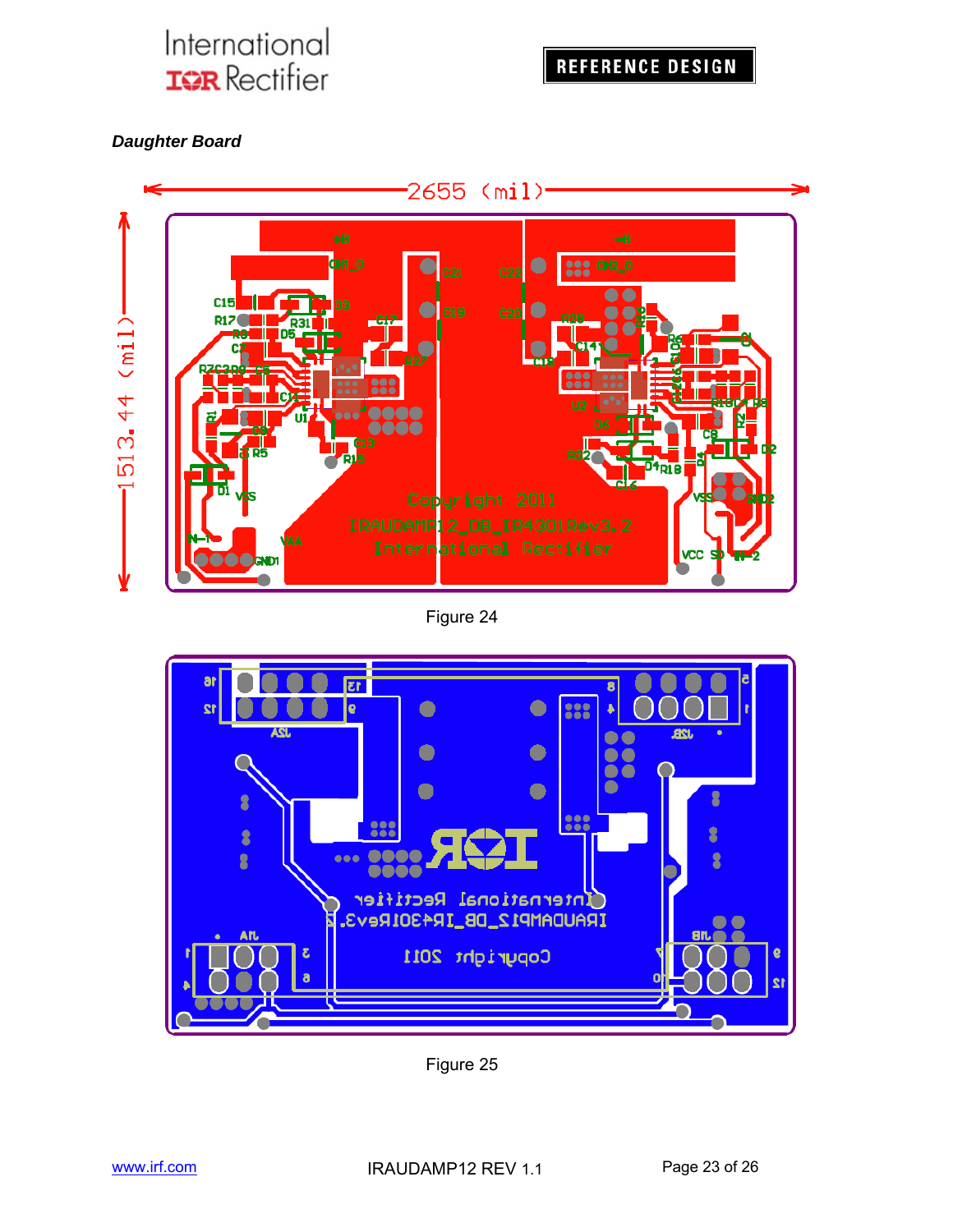*Daughter Board*

Figure 24

Figure 25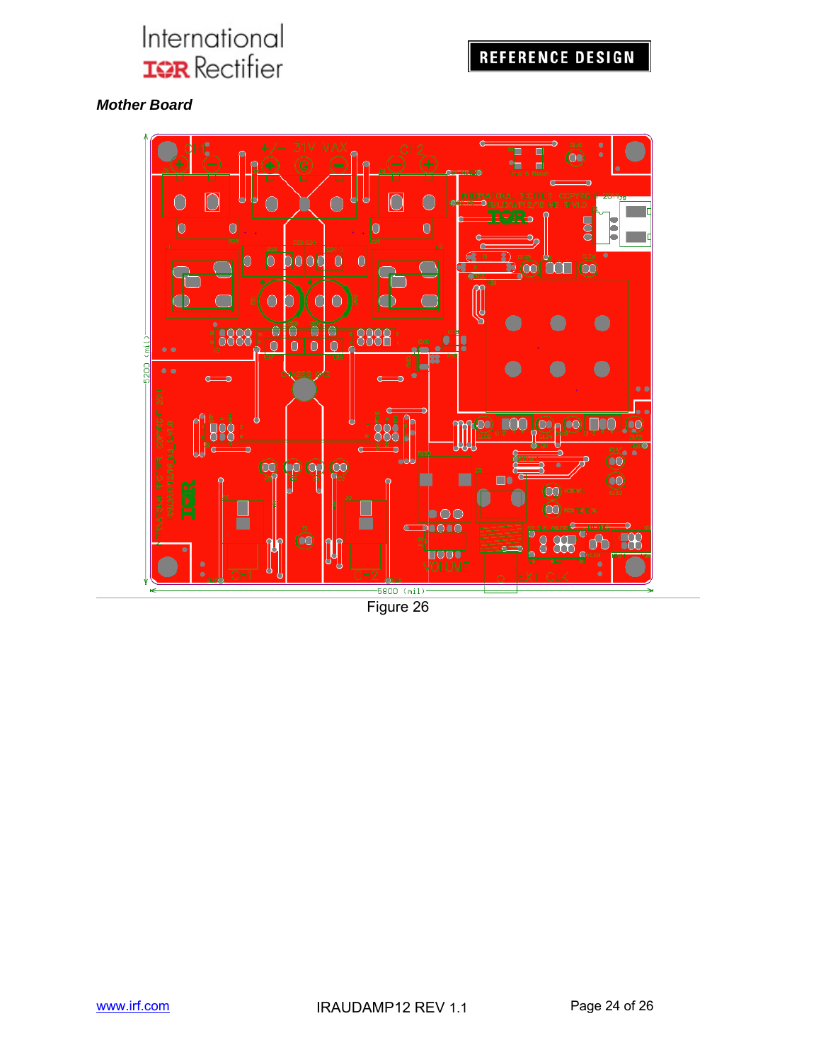***Mother Board***

Figure 26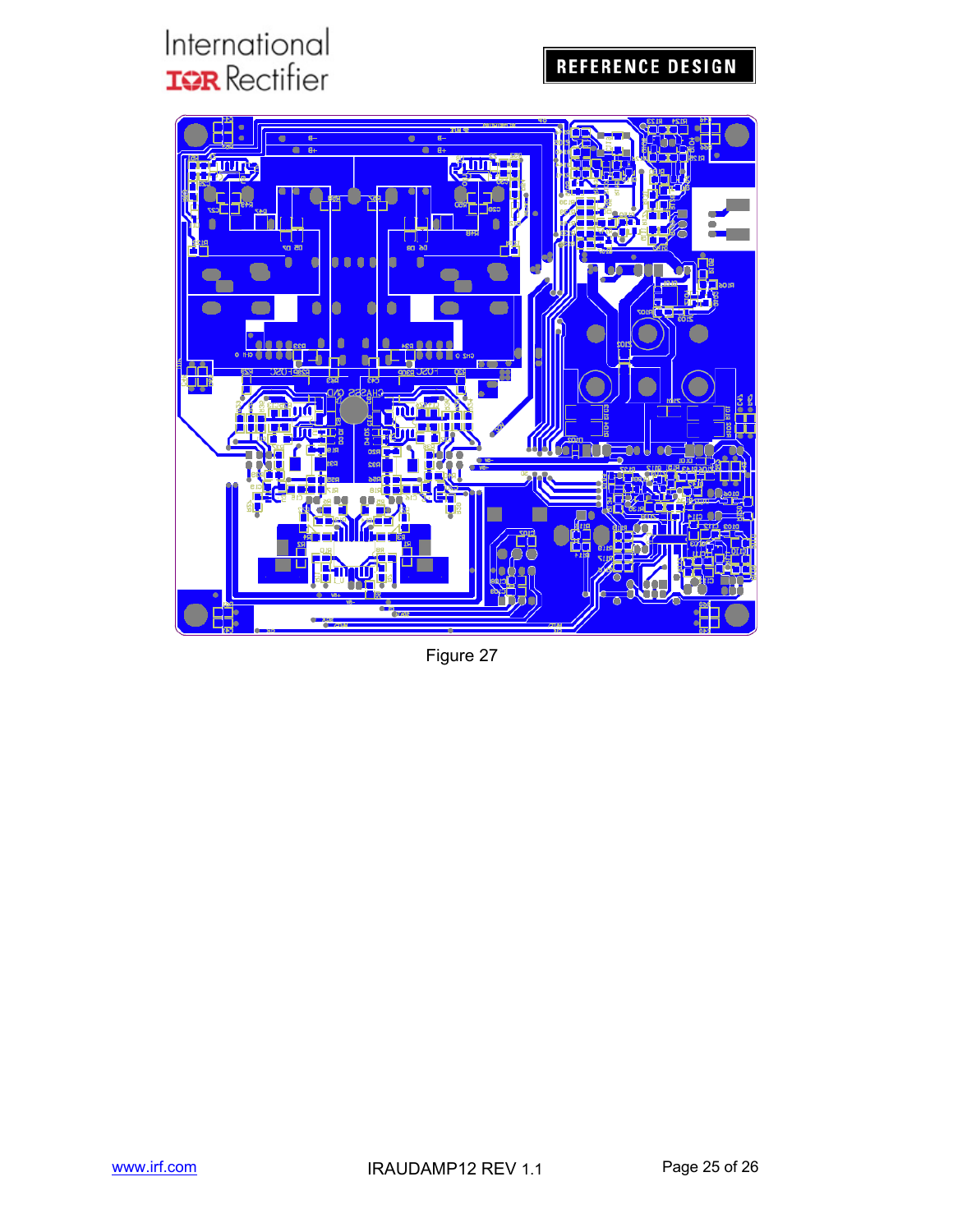Figure 27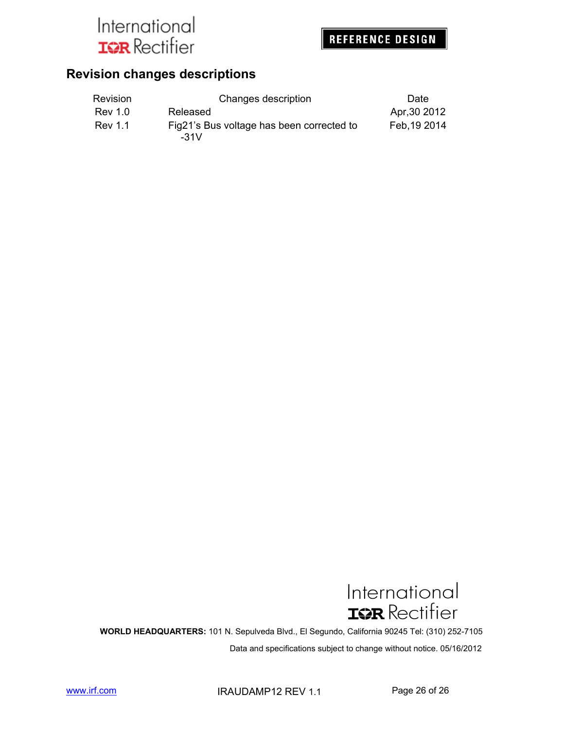## Revision changes descriptions

| Revision | Changes description | Date |
|---|---|---|
| Rev 1.0 | Released | Apr,30 2012 |
| Rev 1.1 | Fig21's Bus voltage has been corrected to -31V | Feb,19 2014 |

**WORLD HEADQUARTERS:** 101 N. Sepulveda Blvd., El Segundo, California 90245 Tel: (310) 252-7105

Data and specifications subject to change without notice. 05/16/2012